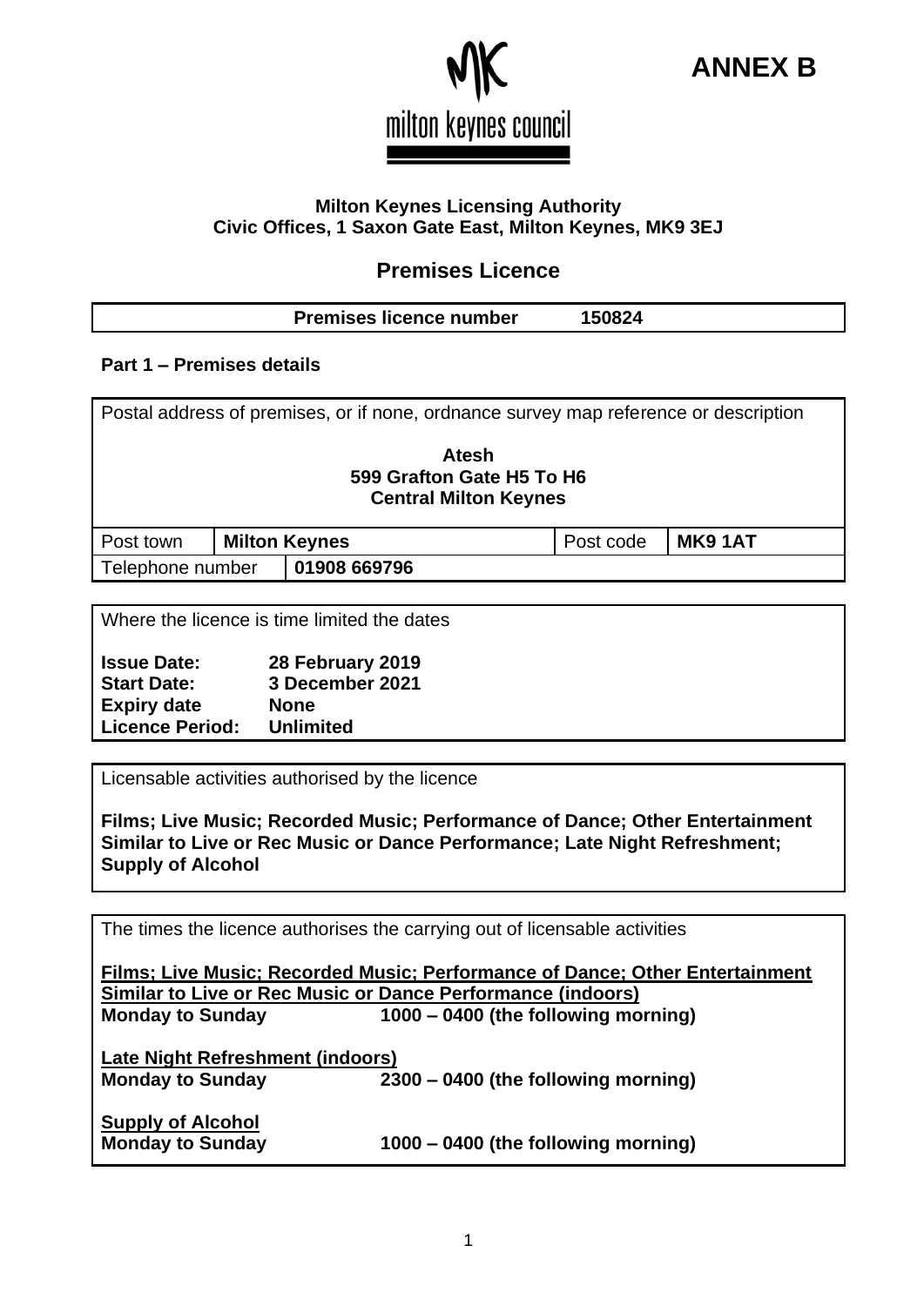**ANNEX B**

milton keynes council

**Milton Keynes Licensing Authority**
**Civic Offices, 1 Saxon Gate East, Milton Keynes, MK9 3EJ**

## Premises Licence

| **Premises licence number** | **150824** |
|---|---|

### Part 1 – Premises details

Postal address of premises, or if none, ordnance survey map reference or description

**Atesh**
**599 Grafton Gate H5 To H6**
**Central Milton Keynes**

| Post town | **Milton Keynes** | Post code | **MK9 1AT** |
|---|---|---|---|
| Telephone number | **01908 669796** | | |

Where the licence is time limited the dates

| | |
|---|---|
| **Issue Date:** | **28 February 2019** |
| **Start Date:** | **3 December 2021** |
| **Expiry date** | **None** |
| **Licence Period:** | **Unlimited** |

Licensable activities authorised by the licence

**Films; Live Music; Recorded Music; Performance of Dance; Other Entertainment Similar to Live or Rec Music or Dance Performance; Late Night Refreshment; Supply of Alcohol**

The times the licence authorises the carrying out of licensable activities

**Films; Live Music; Recorded Music; Performance of Dance; Other Entertainment Similar to Live or Rec Music or Dance Performance (indoors)**
**Monday to Sunday** **1000 – 0400 (the following morning)**

**Late Night Refreshment (indoors)**
**Monday to Sunday** **2300 – 0400 (the following morning)**

**Supply of Alcohol**
**Monday to Sunday** **1000 – 0400 (the following morning)**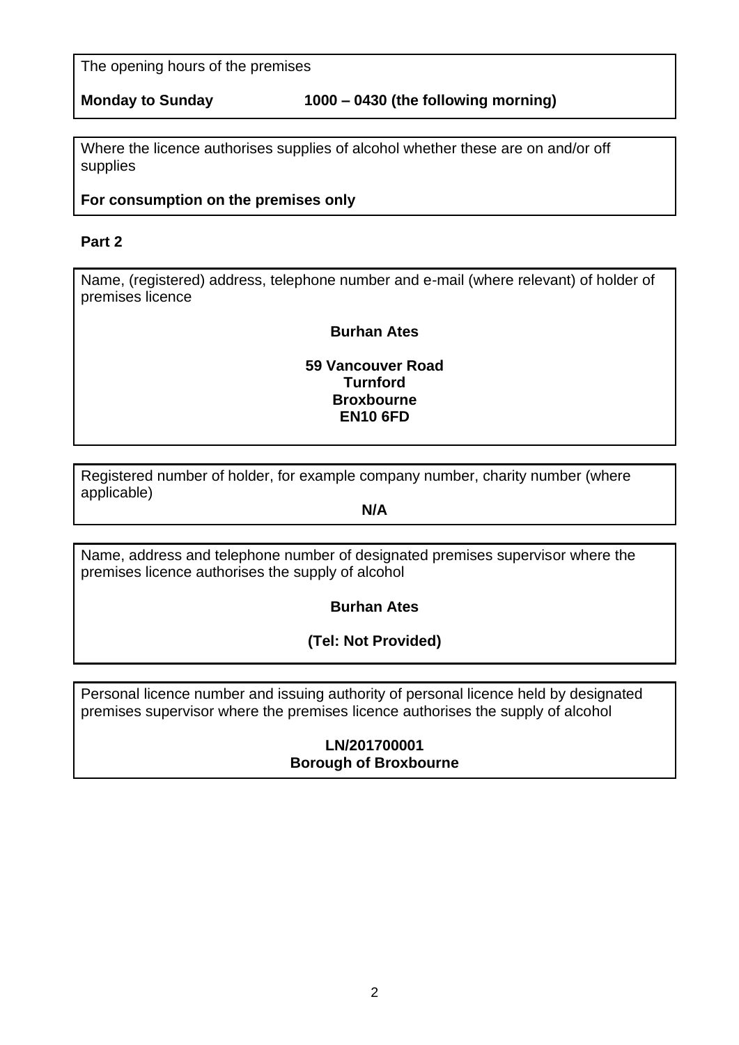The opening hours of the premises

**Monday to Sunday** **1000 – 0430 (the following morning)**

Where the licence authorises supplies of alcohol whether these are on and/or off supplies

**For consumption on the premises only**

**Part 2**

Name, (registered) address, telephone number and e-mail (where relevant) of holder of premises licence

**Burhan Ates**

**59 Vancouver Road**
**Turnford**
**Broxbourne**
**EN10 6FD**

Registered number of holder, for example company number, charity number (where applicable)

**N/A**

Name, address and telephone number of designated premises supervisor where the premises licence authorises the supply of alcohol

**Burhan Ates**

**(Tel: Not Provided)**

Personal licence number and issuing authority of personal licence held by designated premises supervisor where the premises licence authorises the supply of alcohol

**LN/201700001**
**Borough of Broxbourne**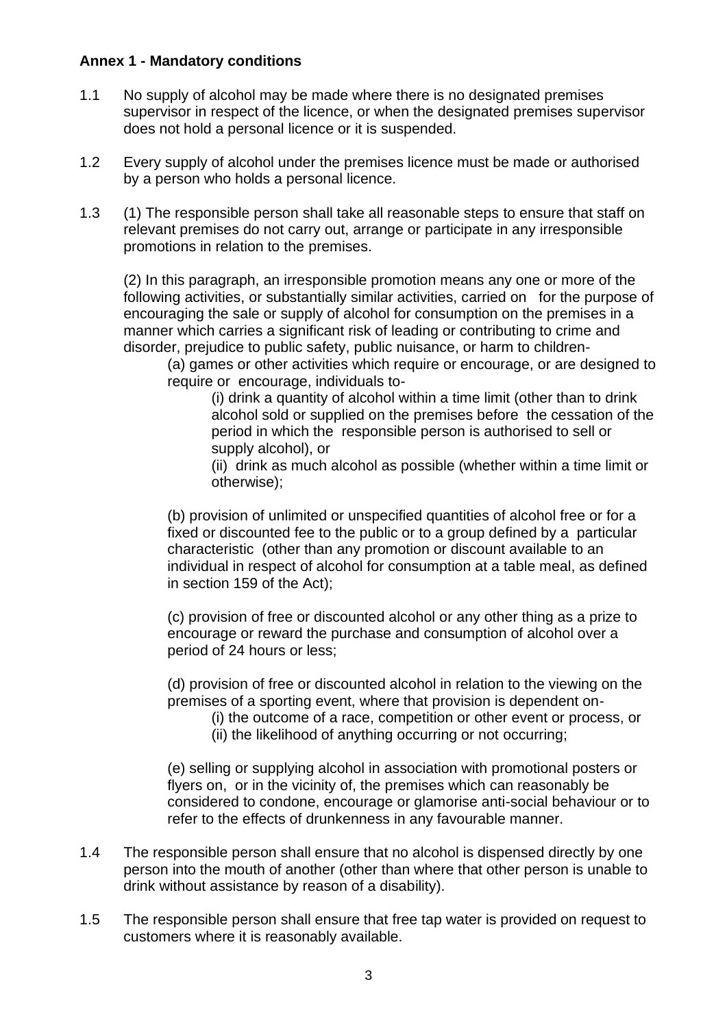**Annex 1 - Mandatory conditions**

1.1 No supply of alcohol may be made where there is no designated premises supervisor in respect of the licence, or when the designated premises supervisor does not hold a personal licence or it is suspended.

1.2 Every supply of alcohol under the premises licence must be made or authorised by a person who holds a personal licence.

1.3 (1) The responsible person shall take all reasonable steps to ensure that staff on relevant premises do not carry out, arrange or participate in any irresponsible promotions in relation to the premises.

(2) In this paragraph, an irresponsible promotion means any one or more of the following activities, or substantially similar activities, carried on for the purpose of encouraging the sale or supply of alcohol for consumption on the premises in a manner which carries a significant risk of leading or contributing to crime and disorder, prejudice to public safety, public nuisance, or harm to children-

(a) games or other activities which require or encourage, or are designed to require or encourage, individuals to-

(i) drink a quantity of alcohol within a time limit (other than to drink alcohol sold or supplied on the premises before the cessation of the period in which the responsible person is authorised to sell or supply alcohol), or

(ii) drink as much alcohol as possible (whether within a time limit or otherwise);

(b) provision of unlimited or unspecified quantities of alcohol free or for a fixed or discounted fee to the public or to a group defined by a particular characteristic (other than any promotion or discount available to an individual in respect of alcohol for consumption at a table meal, as defined in section 159 of the Act);

(c) provision of free or discounted alcohol or any other thing as a prize to encourage or reward the purchase and consumption of alcohol over a period of 24 hours or less;

(d) provision of free or discounted alcohol in relation to the viewing on the premises of a sporting event, where that provision is dependent on-

(i) the outcome of a race, competition or other event or process, or

(ii) the likelihood of anything occurring or not occurring;

(e) selling or supplying alcohol in association with promotional posters or flyers on, or in the vicinity of, the premises which can reasonably be considered to condone, encourage or glamorise anti-social behaviour or to refer to the effects of drunkenness in any favourable manner.

1.4 The responsible person shall ensure that no alcohol is dispensed directly by one person into the mouth of another (other than where that other person is unable to drink without assistance by reason of a disability).

1.5 The responsible person shall ensure that free tap water is provided on request to customers where it is reasonably available.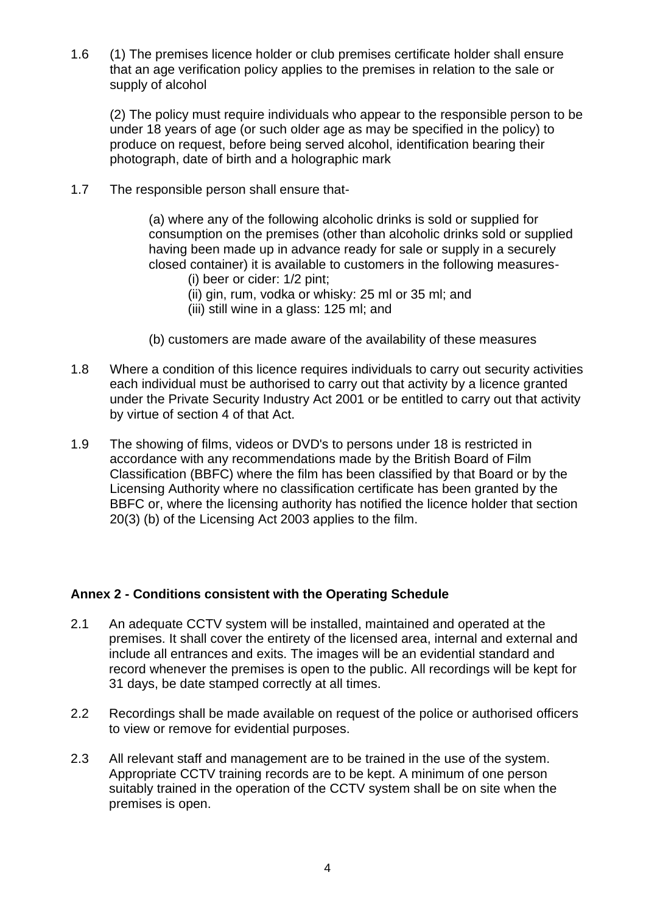1.6 (1) The premises licence holder or club premises certificate holder shall ensure that an age verification policy applies to the premises in relation to the sale or supply of alcohol

(2) The policy must require individuals who appear to the responsible person to be under 18 years of age (or such older age as may be specified in the policy) to produce on request, before being served alcohol, identification bearing their photograph, date of birth and a holographic mark

1.7 The responsible person shall ensure that-

(a) where any of the following alcoholic drinks is sold or supplied for consumption on the premises (other than alcoholic drinks sold or supplied having been made up in advance ready for sale or supply in a securely closed container) it is available to customers in the following measures-

(i) beer or cider: 1/2 pint;
(ii) gin, rum, vodka or whisky: 25 ml or 35 ml; and
(iii) still wine in a glass: 125 ml; and

(b) customers are made aware of the availability of these measures

1.8 Where a condition of this licence requires individuals to carry out security activities each individual must be authorised to carry out that activity by a licence granted under the Private Security Industry Act 2001 or be entitled to carry out that activity by virtue of section 4 of that Act.

1.9 The showing of films, videos or DVD's to persons under 18 is restricted in accordance with any recommendations made by the British Board of Film Classification (BBFC) where the film has been classified by that Board or by the Licensing Authority where no classification certificate has been granted by the BBFC or, where the licensing authority has notified the licence holder that section 20(3) (b) of the Licensing Act 2003 applies to the film.

**Annex 2 - Conditions consistent with the Operating Schedule**

2.1 An adequate CCTV system will be installed, maintained and operated at the premises. It shall cover the entirety of the licensed area, internal and external and include all entrances and exits. The images will be an evidential standard and record whenever the premises is open to the public. All recordings will be kept for 31 days, be date stamped correctly at all times.

2.2 Recordings shall be made available on request of the police or authorised officers to view or remove for evidential purposes.

2.3 All relevant staff and management are to be trained in the use of the system. Appropriate CCTV training records are to be kept. A minimum of one person suitably trained in the operation of the CCTV system shall be on site when the premises is open.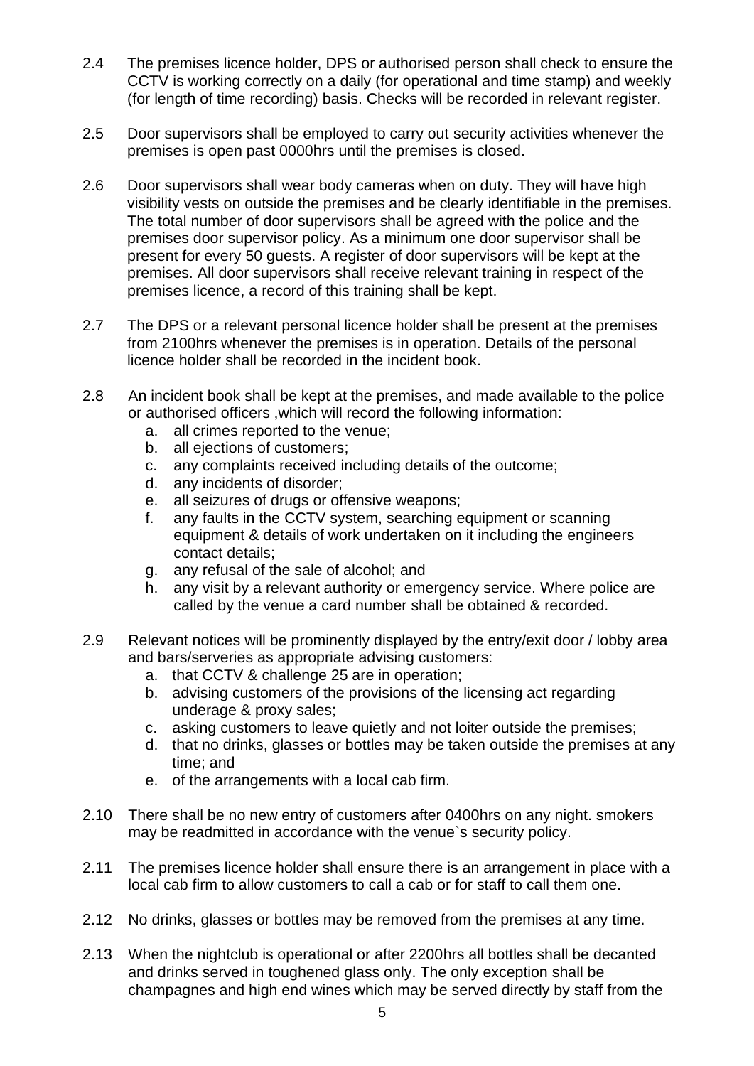2.4 The premises licence holder, DPS or authorised person shall check to ensure the CCTV is working correctly on a daily (for operational and time stamp) and weekly (for length of time recording) basis. Checks will be recorded in relevant register.

2.5 Door supervisors shall be employed to carry out security activities whenever the premises is open past 0000hrs until the premises is closed.

2.6 Door supervisors shall wear body cameras when on duty. They will have high visibility vests on outside the premises and be clearly identifiable in the premises. The total number of door supervisors shall be agreed with the police and the premises door supervisor policy. As a minimum one door supervisor shall be present for every 50 guests. A register of door supervisors will be kept at the premises. All door supervisors shall receive relevant training in respect of the premises licence, a record of this training shall be kept.

2.7 The DPS or a relevant personal licence holder shall be present at the premises from 2100hrs whenever the premises is in operation. Details of the personal licence holder shall be recorded in the incident book.

2.8 An incident book shall be kept at the premises, and made available to the police or authorised officers ,which will record the following information:

   a. all crimes reported to the venue;
   b. all ejections of customers;
   c. any complaints received including details of the outcome;
   d. any incidents of disorder;
   e. all seizures of drugs or offensive weapons;
   f. any faults in the CCTV system, searching equipment or scanning equipment & details of work undertaken on it including the engineers contact details;
   g. any refusal of the sale of alcohol; and
   h. any visit by a relevant authority or emergency service. Where police are called by the venue a card number shall be obtained & recorded.

2.9 Relevant notices will be prominently displayed by the entry/exit door / lobby area and bars/serveries as appropriate advising customers:

   a. that CCTV & challenge 25 are in operation;
   b. advising customers of the provisions of the licensing act regarding underage & proxy sales;
   c. asking customers to leave quietly and not loiter outside the premises;
   d. that no drinks, glasses or bottles may be taken outside the premises at any time; and
   e. of the arrangements with a local cab firm.

2.10 There shall be no new entry of customers after 0400hrs on any night. smokers may be readmitted in accordance with the venue`s security policy.

2.11 The premises licence holder shall ensure there is an arrangement in place with a local cab firm to allow customers to call a cab or for staff to call them one.

2.12 No drinks, glasses or bottles may be removed from the premises at any time.

2.13 When the nightclub is operational or after 2200hrs all bottles shall be decanted and drinks served in toughened glass only. The only exception shall be champagnes and high end wines which may be served directly by staff from the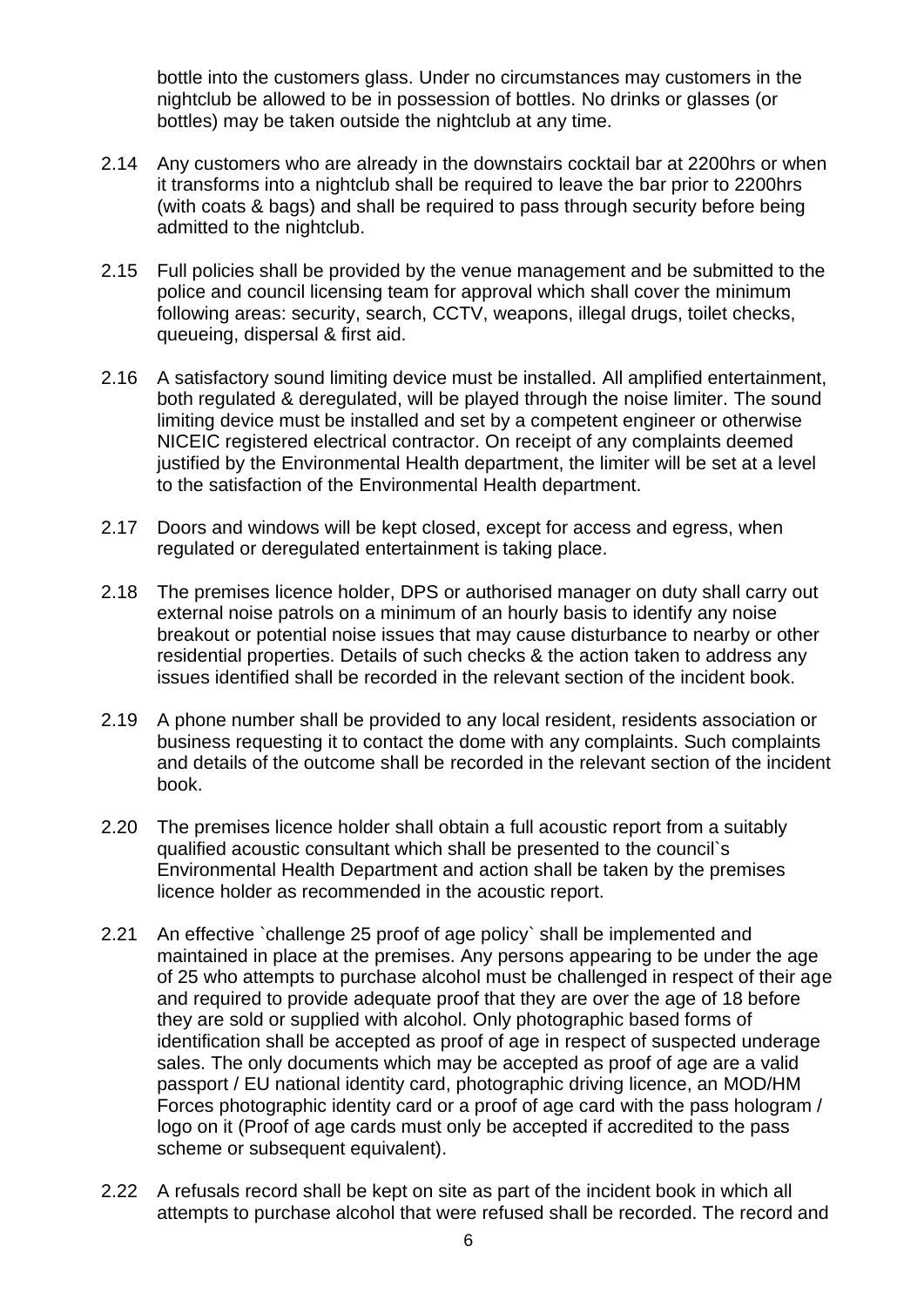bottle into the customers glass. Under no circumstances may customers in the nightclub be allowed to be in possession of bottles. No drinks or glasses (or bottles) may be taken outside the nightclub at any time.

2.14 Any customers who are already in the downstairs cocktail bar at 2200hrs or when it transforms into a nightclub shall be required to leave the bar prior to 2200hrs (with coats & bags) and shall be required to pass through security before being admitted to the nightclub.

2.15 Full policies shall be provided by the venue management and be submitted to the police and council licensing team for approval which shall cover the minimum following areas: security, search, CCTV, weapons, illegal drugs, toilet checks, queueing, dispersal & first aid.

2.16 A satisfactory sound limiting device must be installed. All amplified entertainment, both regulated & deregulated, will be played through the noise limiter. The sound limiting device must be installed and set by a competent engineer or otherwise NICEIC registered electrical contractor. On receipt of any complaints deemed justified by the Environmental Health department, the limiter will be set at a level to the satisfaction of the Environmental Health department.

2.17 Doors and windows will be kept closed, except for access and egress, when regulated or deregulated entertainment is taking place.

2.18 The premises licence holder, DPS or authorised manager on duty shall carry out external noise patrols on a minimum of an hourly basis to identify any noise breakout or potential noise issues that may cause disturbance to nearby or other residential properties. Details of such checks & the action taken to address any issues identified shall be recorded in the relevant section of the incident book.

2.19 A phone number shall be provided to any local resident, residents association or business requesting it to contact the dome with any complaints. Such complaints and details of the outcome shall be recorded in the relevant section of the incident book.

2.20 The premises licence holder shall obtain a full acoustic report from a suitably qualified acoustic consultant which shall be presented to the council`s Environmental Health Department and action shall be taken by the premises licence holder as recommended in the acoustic report.

2.21 An effective `challenge 25 proof of age policy` shall be implemented and maintained in place at the premises. Any persons appearing to be under the age of 25 who attempts to purchase alcohol must be challenged in respect of their age and required to provide adequate proof that they are over the age of 18 before they are sold or supplied with alcohol. Only photographic based forms of identification shall be accepted as proof of age in respect of suspected underage sales. The only documents which may be accepted as proof of age are a valid passport / EU national identity card, photographic driving licence, an MOD/HM Forces photographic identity card or a proof of age card with the pass hologram / logo on it (Proof of age cards must only be accepted if accredited to the pass scheme or subsequent equivalent).

2.22 A refusals record shall be kept on site as part of the incident book in which all attempts to purchase alcohol that were refused shall be recorded. The record and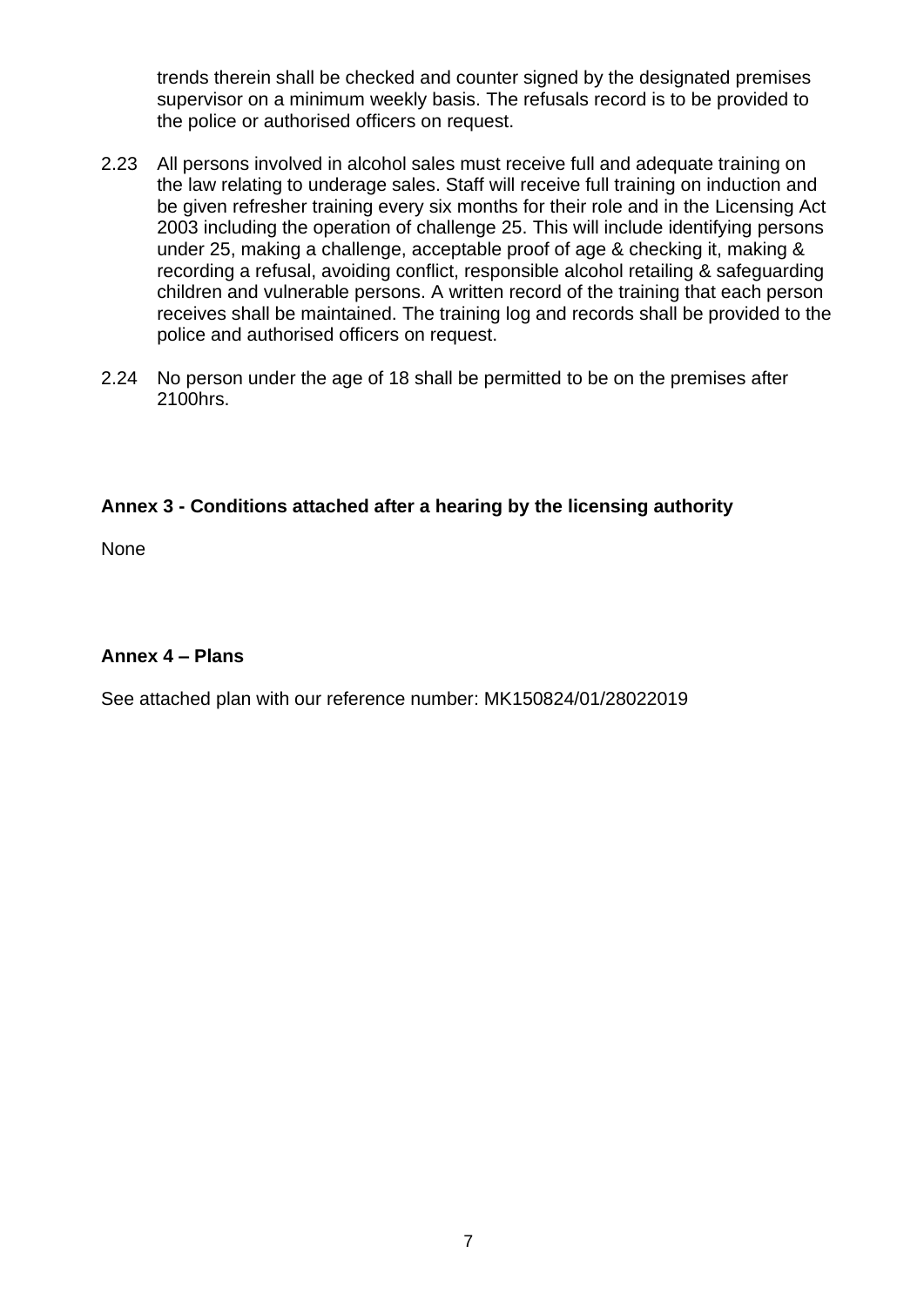trends therein shall be checked and counter signed by the designated premises supervisor on a minimum weekly basis. The refusals record is to be provided to the police or authorised officers on request.

2.23 All persons involved in alcohol sales must receive full and adequate training on the law relating to underage sales. Staff will receive full training on induction and be given refresher training every six months for their role and in the Licensing Act 2003 including the operation of challenge 25. This will include identifying persons under 25, making a challenge, acceptable proof of age & checking it, making & recording a refusal, avoiding conflict, responsible alcohol retailing & safeguarding children and vulnerable persons. A written record of the training that each person receives shall be maintained. The training log and records shall be provided to the police and authorised officers on request.

2.24 No person under the age of 18 shall be permitted to be on the premises after 2100hrs.

**Annex 3 - Conditions attached after a hearing by the licensing authority**

None

**Annex 4 – Plans**

See attached plan with our reference number: MK150824/01/28022019